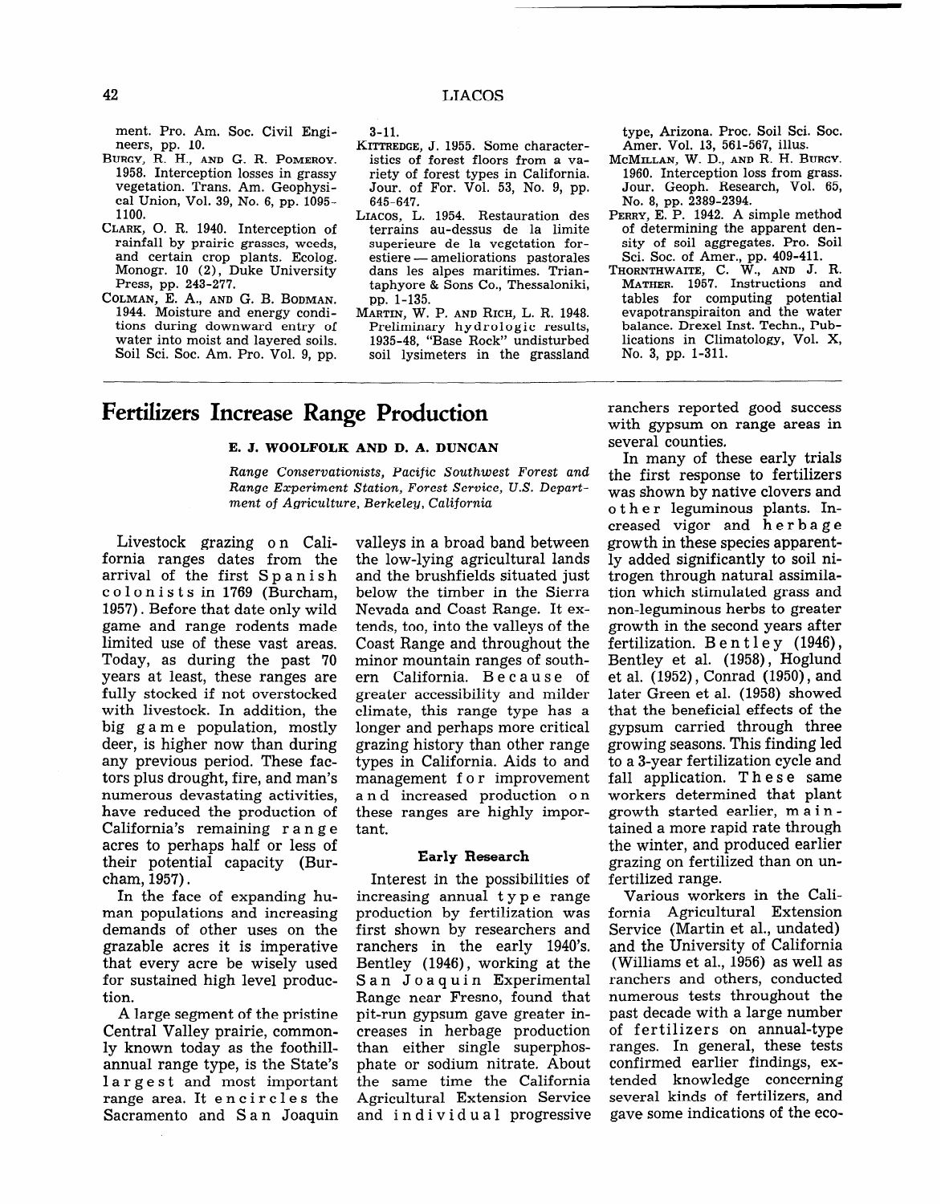ment. Pro. Am. Soc. Civil Engineers, pp. 10.

BURGY, R. H., AND G. R. POMEROY. 1958. Interception losses in grassy vegetation. Trans. Am. Geophysical Union, Vol. 39, No. 6, pp. 1095-1100.

CLARK, O. R. 1940. Interception of rainfall by prairie grasses, weeds, and certain crop plants. Ecolog. Monogr. 10 (2), Duke University Press, pp. 243-277.

COLMAN, E. A., AND G. B. BODMAN. 1944. Moisture and energy conditions during downward entry of water into moist and layered soils. Soil Sci. Soc. Am. Pro. Vol. 9, pp. 3-11.

KITTREDGE, J. 1955. Some characteristics of forest floors from a variety of forest types in California. Jour. of For. Vol. 53, No. 9, pp. 645-647.

LIACOS, L. 1954. Restauration des terrains au-dessus de la limite superieure de la vegetation forestiere — ameliorations pastorales dans les alpes maritimes. Triantaphyore & Sons Co., Thessaloniki, pp. 1-135.

MARTIN, W. P. AND RICH, L. R. 1948. Preliminary hydrologic results, 1935-48, "Base Rock" undisturbed soil lysimeters in the grassland type, Arizona. Proc. Soil Sci. Soc. Amer. Vol. 13, 561-567, illus.

McMILLAN, W. D., AND R. H. BURGY. 1960. Interception loss from grass. Jour. Geoph. Research, Vol. 65, No. 8, pp. 2389-2394.

PERRY, E. P. 1942. A simple method of determining the apparent density of soil aggregates. Pro. Soil Sci. Soc. of Amer., pp. 409-411.

THORNTHWAITE, C. W., AND J. R. MATHER. 1957. Instructions and tables for computing potential evapotranspiraiton and the water balance. Drexel Inst. Techn., Publications in Climatology, Vol. X, No. 3, pp. 1-311.

# Fertilizers Increase Range Production

**E. J. WOOLFOLK AND D. A. DUNCAN**

*Range Conservationists, Pacific Southwest Forest and Range Experiment Station, Forest Service, U.S. Department of Agriculture, Berkeley, California*

Livestock grazing on California ranges dates from the arrival of the first Spanish colonists in 1769 (Burcham, 1957). Before that date only wild game and range rodents made limited use of these vast areas. Today, as during the past 70 years at least, these ranges are fully stocked if not overstocked with livestock. In addition, the big game population, mostly deer, is higher now than during any previous period. These factors plus drought, fire, and man's numerous devastating activities, have reduced the production of California's remaining range acres to perhaps half or less of their potential capacity (Burcham, 1957).

In the face of expanding human populations and increasing demands of other uses on the grazable acres it is imperative that every acre be wisely used for sustained high level production.

A large segment of the pristine Central Valley prairie, commonly known today as the foothill-annual range type, is the State's largest and most important range area. It encircles the Sacramento and San Joaquin valleys in a broad band between the low-lying agricultural lands and the brushfields situated just below the timber in the Sierra Nevada and Coast Range. It extends, too, into the valleys of the Coast Range and throughout the minor mountain ranges of southern California. Because of greater accessibility and milder climate, this range type has a longer and perhaps more critical grazing history than other range types in California. Aids to and management for improvement and increased production on these ranges are highly important.

## Early Research

Interest in the possibilities of increasing annual type range production by fertilization was first shown by researchers and ranchers in the early 1940's. Bentley (1946), working at the San Joaquin Experimental Range near Fresno, found that pit-run gypsum gave greater increases in herbage production than either single superphosphate or sodium nitrate. About the same time the California Agricultural Extension Service and individual progressive ranchers reported good success with gypsum on range areas in several counties.

In many of these early trials the first response to fertilizers was shown by native clovers and other leguminous plants. Increased vigor and herbage growth in these species apparently added significantly to soil nitrogen through natural assimilation which stimulated grass and non-leguminous herbs to greater growth in the second years after fertilization. Bentley (1946), Bentley et al. (1958), Hoglund et al. (1952), Conrad (1950), and later Green et al. (1958) showed that the beneficial effects of the gypsum carried through three growing seasons. This finding led to a 3-year fertilization cycle and fall application. These same workers determined that plant growth started earlier, maintained a more rapid rate through the winter, and produced earlier grazing on fertilized than on unfertilized range.

Various workers in the California Agricultural Extension Service (Martin et al., undated) and the University of California (Williams et al., 1956) as well as ranchers and others, conducted numerous tests throughout the past decade with a large number of fertilizers on annual-type ranges. In general, these tests confirmed earlier findings, extended knowledge concerning several kinds of fertilizers, and gave some indications of the eco-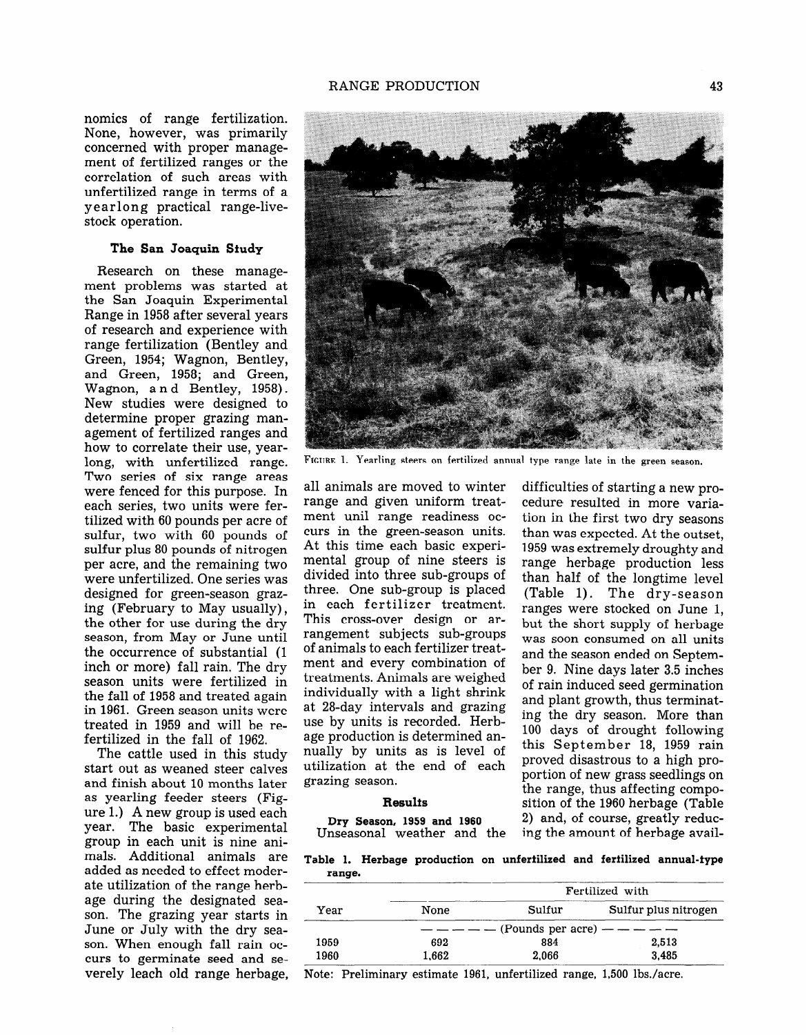nomics of range fertilization. None, however, was primarily concerned with proper management of fertilized ranges or the correlation of such areas with unfertilized range in terms of a yearlong practical range-livestock operation.

### The San Joaquin Study

Research on these management problems was started at the San Joaquin Experimental Range in 1958 after several years of research and experience with range fertilization (Bentley and Green, 1954; Wagnon, Bentley, and Green, 1958; and Green, Wagnon, and Bentley, 1958). New studies were designed to determine proper grazing management of fertilized ranges and how to correlate their use, yearlong, with unfertilized range. Two series of six range areas were fenced for this purpose. In each series, two units were fertilized with 60 pounds per acre of sulfur, two with 60 pounds of sulfur plus 80 pounds of nitrogen per acre, and the remaining two were unfertilized. One series was designed for green-season grazing (February to May usually), the other for use during the dry season, from May or June until the occurrence of substantial (1 inch or more) fall rain. The dry season units were fertilized in the fall of 1958 and treated again in 1961. Green season units were treated in 1959 and will be refertilized in the fall of 1962.

The cattle used in this study start out as weaned steer calves and finish about 10 months later as yearling feeder steers (Figure 1.) A new group is used each year. The basic experimental group in each unit is nine animals. Additional animals are added as needed to effect moderate utilization of the range herbage during the designated season. The grazing year starts in June or July with the dry season. When enough fall rain occurs to germinate seed and severely leach old range herbage, all animals are moved to winter range and given uniform treatment unil range readiness occurs in the green-season units. At this time each basic experimental group of nine steers is divided into three sub-groups of three. One sub-group is placed in each fertilizer treatment. This cross-over design or arrangement subjects sub-groups of animals to each fertilizer treatment and every combination of treatments. Animals are weighed individually with a light shrink at 28-day intervals and grazing use by units is recorded. Herbage production is determined annually by units as is level of utilization at the end of each grazing season.

FIGURE 1. Yearling steers on fertilized annual type range late in the green season.

#### Results

**Dry Season, 1959 and 1960**

Unseasonal weather and the difficulties of starting a new procedure resulted in more variation in the first two dry seasons than was expected. At the outset, 1959 was extremely droughty and range herbage production less than half of the longtime level (Table 1). The dry-season ranges were stocked on June 1, but the short supply of herbage was soon consumed on all units and the season ended on September 9. Nine days later 3.5 inches of rain induced seed germination and plant growth, thus terminating the dry season. More than 100 days of drought following this September 18, 1959 rain proved disastrous to a high proportion of new grass seedlings on the range, thus affecting composition of the 1960 herbage (Table 2) and, of course, greatly reducing the amount of herbage avail-

**Table 1. Herbage production on unfertilized and fertilized annual-type range.**

| Year | None | Fertilized with Sulfur | Fertilized with Sulfur plus nitrogen |
|---|---|---|---|
| | (Pounds per acre) | | |
| 1959 | 692 | 884 | 2,513 |
| 1960 | 1,662 | 2,066 | 3,485 |

Note: Preliminary estimate 1961, unfertilized range, 1,500 lbs./acre.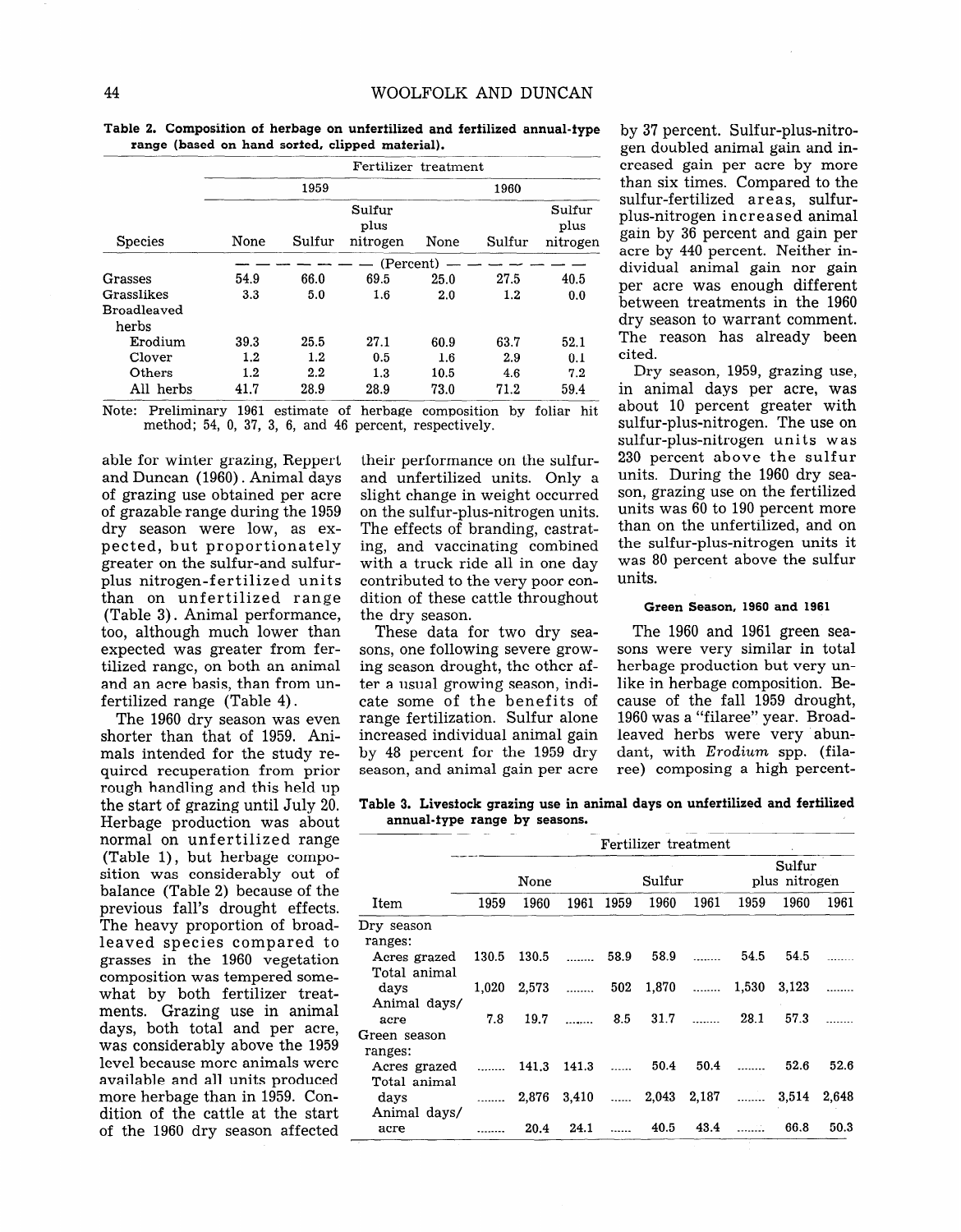**Table 2. Composition of herbage on unfertilized and fertilized annual-type range (based on hand sorted, clipped material).**

| Species | Fertilizer treatment | | | | | |
|---|---|---|---|---|---|---|
| | 1959 | | | 1960 | | |
| | None | Sulfur | Sulfur plus nitrogen | None | Sulfur | Sulfur plus nitrogen |
| | (Percent) | | | | | |
| Grasses | 54.9 | 66.0 | 69.5 | 25.0 | 27.5 | 40.5 |
| Grasslikes | 3.3 | 5.0 | 1.6 | 2.0 | 1.2 | 0.0 |
| Broadleaved herbs | | | | | | |
| Erodium | 39.3 | 25.5 | 27.1 | 60.9 | 63.7 | 52.1 |
| Clover | 1.2 | 1.2 | 0.5 | 1.6 | 2.9 | 0.1 |
| Others | 1.2 | 2.2 | 1.3 | 10.5 | 4.6 | 7.2 |
| All herbs | 41.7 | 28.9 | 28.9 | 73.0 | 71.2 | 59.4 |

Note: Preliminary 1961 estimate of herbage composition by foliar hit method; 54, 0, 37, 3, 6, and 46 percent, respectively.

able for winter grazing, Reppert and Duncan (1960). Animal days of grazing use obtained per acre of grazable range during the 1959 dry season were low, as expected, but proportionately greater on the sulfur-and sulfur-plus nitrogen-fertilized units than on unfertilized range (Table 3). Animal performance, too, although much lower than expected was greater from fertilized range, on both an animal and an acre basis, than from unfertilized range (Table 4).

The 1960 dry season was even shorter than that of 1959. Animals intended for the study required recuperation from prior rough handling and this held up the start of grazing until July 20. Herbage production was about normal on unfertilized range (Table 1), but herbage composition was considerably out of balance (Table 2) because of the previous fall's drought effects. The heavy proportion of broadleaved species compared to grasses in the 1960 vegetation composition was tempered somewhat by both fertilizer treatments. Grazing use in animal days, both total and per acre, was considerably above the 1959 level because more animals were available and all units produced more herbage than in 1959. Condition of the cattle at the start of the 1960 dry season affected their performance on the sulfur- and unfertilized units. Only a slight change in weight occurred on the sulfur-plus-nitrogen units. The effects of branding, castrating, and vaccinating combined with a truck ride all in one day contributed to the very poor condition of these cattle throughout the dry season.

These data for two dry seasons, one following severe growing season drought, the other after a usual growing season, indicate some of the benefits of range fertilization. Sulfur alone increased individual animal gain by 48 percent for the 1959 dry season, and animal gain per acre by 37 percent. Sulfur-plus-nitrogen doubled animal gain and increased gain per acre by more than six times. Compared to the sulfur-fertilized areas, sulfur-plus-nitrogen increased animal gain by 36 percent and gain per acre by 440 percent. Neither individual animal gain nor gain per acre was enough different between treatments in the 1960 dry season to warrant comment. The reason has already been cited.

Dry season, 1959, grazing use, in animal days per acre, was about 10 percent greater with sulfur-plus-nitrogen. The use on sulfur-plus-nitrogen units was 230 percent above the sulfur units. During the 1960 dry season, grazing use on the fertilized units was 60 to 190 percent more than on the unfertilized, and on the sulfur-plus-nitrogen units it was 80 percent above the sulfur units.

### Green Season, 1960 and 1961

The 1960 and 1961 green seasons were very similar in total herbage production but very unlike in herbage composition. Because of the fall 1959 drought, 1960 was a "filaree" year. Broadleaved herbs were very abundant, with *Erodium* spp. (filaree) composing a high percent-

**Table 3. Livestock grazing use in animal days on unfertilized and fertilized annual-type range by seasons.**

| Item | Fertilizer treatment | | | | | | | | |
|---|---|---|---|---|---|---|---|---|---|
| | None | | | Sulfur | | | Sulfur plus nitrogen | | |
| | 1959 | 1960 | 1961 | 1959 | 1960 | 1961 | 1959 | 1960 | 1961 |
| Dry season ranges: | | | | | | | | | |
| Acres grazed | 130.5 | 130.5 | ........ | 58.9 | 58.9 | ........ | 54.5 | 54.5 | ........ |
| Total animal days | 1,020 | 2,573 | ........ | 502 | 1,870 | ........ | 1,530 | 3,123 | ........ |
| Animal days/acre | 7.8 | 19.7 | ........ | 8.5 | 31.7 | ........ | 28.1 | 57.3 | ........ |
| Green season ranges: | | | | | | | | | |
| Acres grazed | ........ | 141.3 | 141.3 | ...... | 50.4 | 50.4 | ........ | 52.6 | 52.6 |
| Total animal days | ........ | 2,876 | 3,410 | ...... | 2,043 | 2,187 | ........ | 3,514 | 2,648 |
| Animal days/acre | ........ | 20.4 | 24.1 | ...... | 40.5 | 43.4 | ........ | 66.8 | 50.3 |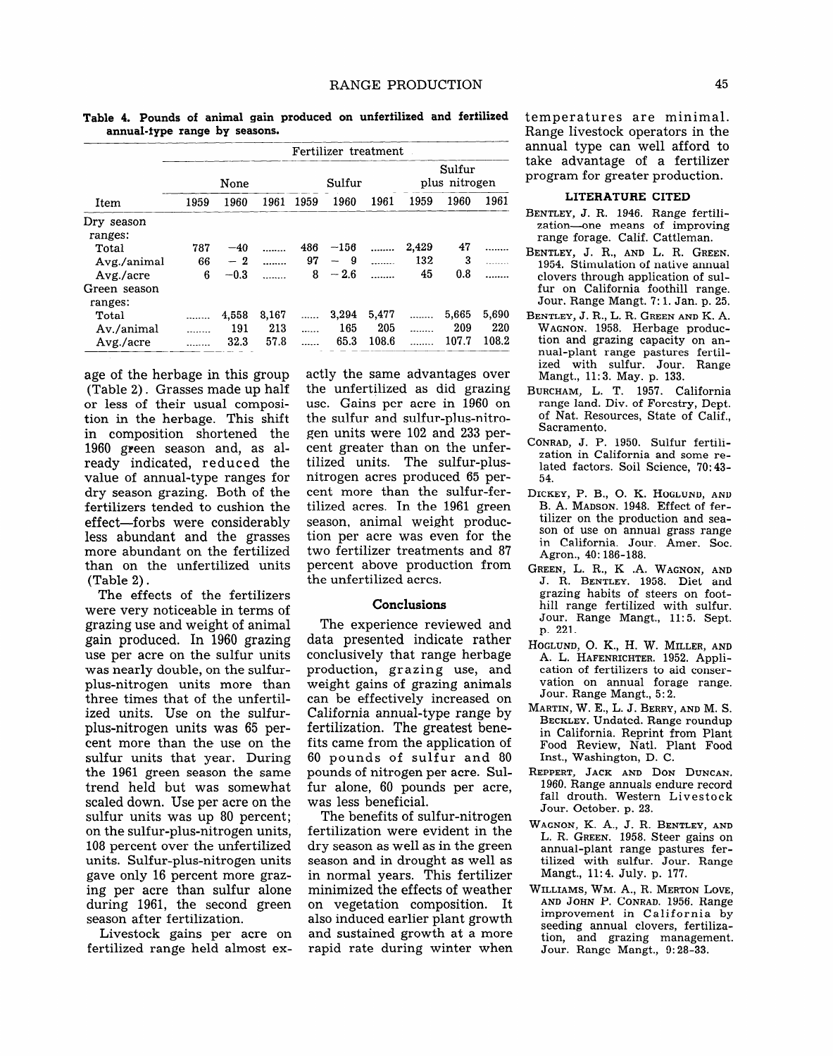**Table 4. Pounds of animal gain produced on unfertilized and fertilized annual-type range by seasons.**

| | Fertilizer treatment | | | | | | | | |
|---|---|---|---|---|---|---|---|---|---|
| | None | | | Sulfur | | | Sulfur plus nitrogen | | |
| Item | 1959 | 1960 | 1961 | 1959 | 1960 | 1961 | 1959 | 1960 | 1961 |
| Dry season ranges: | | | | | | | | | |
| Total | 787 | −40 | ........ | 486 | −156 | ........ | 2,429 | 47 | ........ |
| Avg./animal | 66 | − 2 | ........ | 97 | − 9 | ........ | 132 | 3 | ........ |
| Avg./acre | 6 | −0.3 | ........ | 8 | − 2.6 | ........ | 45 | 0.8 | ........ |
| Green season ranges: | | | | | | | | | |
| Total | ........ | 4,558 | 8,167 | ...... | 3,294 | 5,477 | ........ | 5,665 | 5,690 |
| Av./animal | ........ | 191 | 213 | ...... | 165 | 205 | ........ | 209 | 220 |
| Avg./acre | ........ | 32.3 | 57.8 | ...... | 65.3 | 108.6 | ........ | 107.7 | 108.2 |

age of the herbage in this group (Table 2). Grasses made up half or less of their usual composition in the herbage. This shift in composition shortened the 1960 green season and, as already indicated, reduced the value of annual-type ranges for dry season grazing. Both of the fertilizers tended to cushion the effect—forbs were considerably less abundant and the grasses more abundant on the fertilized than on the unfertilized units (Table 2).

The effects of the fertilizers were very noticeable in terms of grazing use and weight of animal gain produced. In 1960 grazing use per acre on the sulfur units was nearly double, on the sulfur-plus-nitrogen units more than three times that of the unfertilized units. Use on the sulfur-plus-nitrogen units was 65 percent more than the use on the sulfur units that year. During the 1961 green season the same trend held but was somewhat scaled down. Use per acre on the sulfur units was up 80 percent; on the sulfur-plus-nitrogen units, 108 percent over the unfertilized units. Sulfur-plus-nitrogen units gave only 16 percent more grazing per acre than sulfur alone during 1961, the second green season after fertilization.

Livestock gains per acre on fertilized range held almost exactly the same advantages over the unfertilized as did grazing use. Gains per acre in 1960 on the sulfur and sulfur-plus-nitrogen units were 102 and 233 percent greater than on the unfertilized units. The sulfur-plus-nitrogen acres produced 65 percent more than the sulfur-fertilized acres. In the 1961 green season, animal weight production per acre was even for the two fertilizer treatments and 87 percent above production from the unfertilized acres.

## Conclusions

The experience reviewed and data presented indicate rather conclusively that range herbage production, grazing use, and weight gains of grazing animals can be effectively increased on California annual-type range by fertilization. The greatest benefits came from the application of 60 pounds of sulfur and 80 pounds of nitrogen per acre. Sulfur alone, 60 pounds per acre, was less beneficial.

The benefits of sulfur-nitrogen fertilization were evident in the dry season as well as in the green season and in drought as well as in normal years. This fertilizer minimized the effects of weather on vegetation composition. It also induced earlier plant growth and sustained growth at a more rapid rate during winter when temperatures are minimal. Range livestock operators in the annual type can well afford to take advantage of a fertilizer program for greater production.

## LITERATURE CITED

BENTLEY, J. R. 1946. Range fertilization—one means of improving range forage. Calif. Cattleman.

BENTLEY, J. R., AND L. R. GREEN. 1954. Stimulation of native annual clovers through application of sulfur on California foothill range. Jour. Range Mangt. 7:1. Jan. p. 25.

BENTLEY, J. R., L. R. GREEN AND K. A. WAGNON. 1958. Herbage production and grazing capacity on annual-plant range pastures fertilized with sulfur. Jour. Range Mangt., 11:3. May. p. 133.

BURCHAM, L. T. 1957. California range land. Div. of Forestry, Dept. of Nat. Resources, State of Calif., Sacramento.

CONRAD, J. P. 1950. Sulfur fertilization in California and some related factors. Soil Science, 70:43-54.

DICKEY, P. B., O. K. HOGLUND, AND B. A. MADSON. 1948. Effect of fertilizer on the production and season of use on annual grass range in California. Jour. Amer. Soc. Agron., 40:186-188.

GREEN, L. R., K .A. WAGNON, AND J. R. BENTLEY. 1958. Diet and grazing habits of steers on foothill range fertilized with sulfur. Jour. Range Mangt., 11:5. Sept. p. 221.

HOGLUND, O. K., H. W. MILLER, AND A. L. HAFENRICHTER. 1952. Application of fertilizers to aid conservation on annual forage range. Jour. Range Mangt., 5:2.

MARTIN, W. E., L. J. BERRY, AND M. S. BECKLEY. Undated. Range roundup in California. Reprint from Plant Food Review, Natl. Plant Food Inst., Washington, D. C.

REPPERT, JACK AND DON DUNCAN. 1960. Range annuals endure record fall drouth. Western Livestock Jour. October. p. 23.

WAGNON, K. A., J. R. BENTLEY, AND L. R. GREEN. 1958. Steer gains on annual-plant range pastures fertilized with sulfur. Jour. Range Mangt., 11:4. July. p. 177.

WILLIAMS, WM. A., R. MERTON LOVE, AND JOHN P. CONRAD. 1956. Range improvement in California by seeding annual clovers, fertilization, and grazing management. Jour. Range Mangt., 9:28-33.